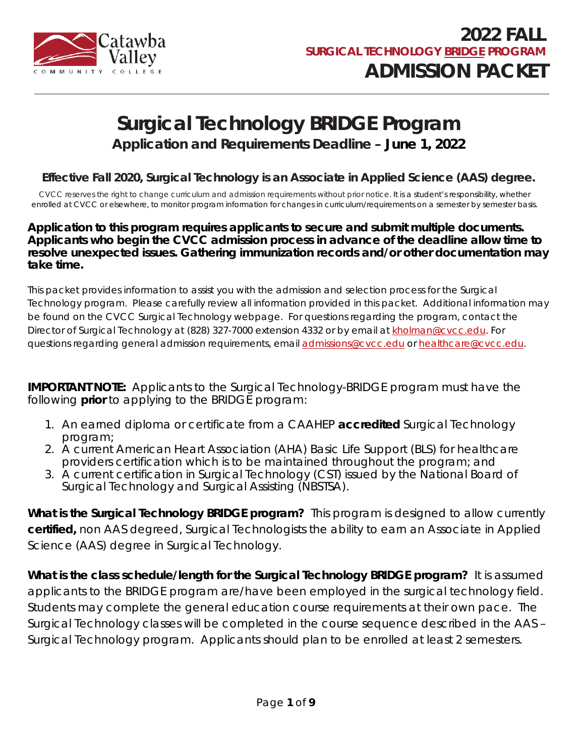Catawba Valley Community College

# 2022 FALL
## SURGICAL TECHNOLOGY BRIDGE PROGRAM
# ADMISSION PACKET

---

# Surgical Technology BRIDGE Program
## Application and Requirements Deadline – June 1, 2022

### Effective Fall 2020, Surgical Technology is an Associate in Applied Science (AAS) degree.

*CVCC reserves the right to change curriculum and admission requirements without prior notice. It is a student's responsibility, whether enrolled at CVCC or elsewhere, to monitor program information for changes in curriculum/requirements on a semester by semester basis.*

**Application to this program requires applicants to secure and submit multiple documents. Applicants who begin the CVCC admission process in advance of the deadline allow time to resolve unexpected issues. Gathering immunization records and/or other documentation may take time.**

This packet provides information to assist you with the admission and selection process for the Surgical Technology program. Please carefully review all information provided in this packet. Additional information may be found on the CVCC Surgical Technology webpage. For questions regarding the program, contact the Director of Surgical Technology at (828) 327-7000 extension 4332 or by email at kholman@cvcc.edu. For questions regarding general admission requirements, email admissions@cvcc.edu or healthcare@cvcc.edu.

**IMPORTANT NOTE:** Applicants to the Surgical Technology-BRIDGE program must have the following **prior** to applying to the BRIDGE program:

1. An earned diploma or certificate from a CAAHEP **accredited** Surgical Technology program;
2. A current American Heart Association (AHA) Basic Life Support (BLS) for healthcare providers certification which is to be maintained throughout the program; and
3. A current certification in Surgical Technology (CST) issued by the National Board of Surgical Technology and Surgical Assisting (NBSTSA).

**What is the Surgical Technology BRIDGE program?** This program is designed to allow currently **certified,** non AAS degreed, Surgical Technologists the ability to earn an Associate in Applied Science (AAS) degree in Surgical Technology.

**What is the class schedule/length for the Surgical Technology BRIDGE program?** It is assumed applicants to the BRIDGE program are/have been employed in the surgical technology field. Students may complete the general education course requirements at their own pace. The Surgical Technology classes will be completed in the course sequence described in the AAS – Surgical Technology program. Applicants should plan to be enrolled at least 2 semesters.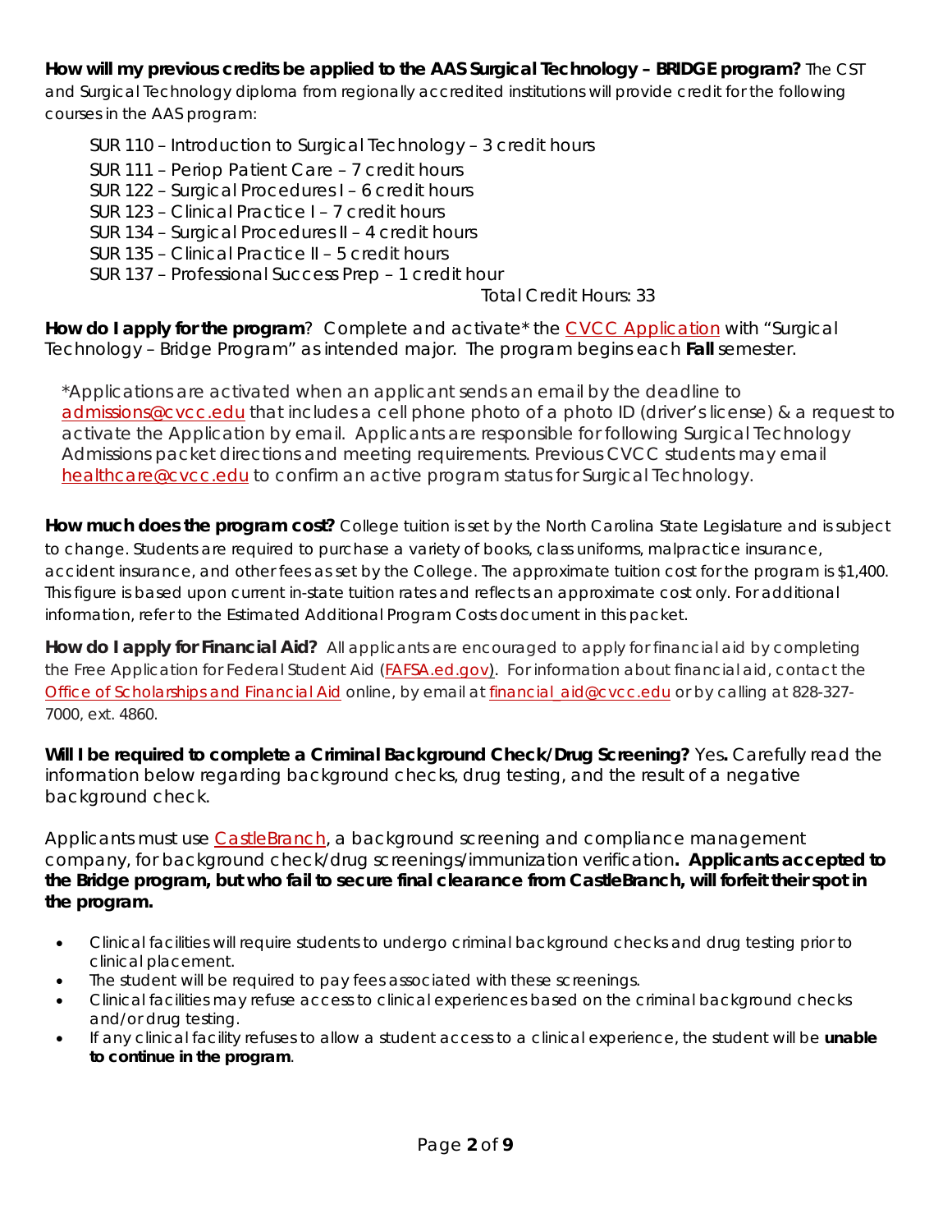**How will my previous credits be applied to the AAS Surgical Technology – BRIDGE program?** The CST and Surgical Technology diploma from regionally accredited institutions will provide credit for the following courses in the AAS program:

SUR 110 – Introduction to Surgical Technology – 3 credit hours
SUR 111 – Periop Patient Care – 7 credit hours
SUR 122 – Surgical Procedures I – 6 credit hours
SUR 123 – Clinical Practice I – 7 credit hours
SUR 134 – Surgical Procedures II – 4 credit hours
SUR 135 – Clinical Practice II – 5 credit hours
SUR 137 – Professional Success Prep – 1 credit hour

Total Credit Hours: 33

**How do I apply for the program**? Complete and activate* the CVCC Application with "Surgical Technology – Bridge Program" as intended major. The program begins each **Fall** semester.

*Applications are activated when an applicant sends an email by the deadline to admissions@cvcc.edu that includes a cell phone photo of a photo ID (driver's license) & a request to activate the Application by email. Applicants are responsible for following Surgical Technology Admissions packet directions and meeting requirements. Previous CVCC students may email healthcare@cvcc.edu to confirm an active program status for Surgical Technology.

**How much does the program cost?** College tuition is set by the North Carolina State Legislature and is subject to change. Students are required to purchase a variety of books, class uniforms, malpractice insurance, accident insurance, and other fees as set by the College. The approximate tuition cost for the program is $1,400. This figure is based upon current in-state tuition rates and reflects an approximate cost only. For additional information, refer to the Estimated Additional Program Costs document in this packet.

**How do I apply for Financial Aid?** All applicants are encouraged to apply for financial aid by completing the Free Application for Federal Student Aid (FAFSA.ed.gov). For information about financial aid, contact the Office of Scholarships and Financial Aid online, by email at financial_aid@cvcc.edu or by calling at 828-327-7000, ext. 4860.

**Will I be required to complete a Criminal Background Check/Drug Screening?** Yes**.** Carefully read the information below regarding background checks, drug testing, and the result of a negative background check.

Applicants must use CastleBranch, a background screening and compliance management company, for background check/drug screenings/immunization verification**. Applicants accepted to the Bridge program, but who fail to secure final clearance from CastleBranch, will forfeit their spot in the program.**

- Clinical facilities will require students to undergo criminal background checks and drug testing prior to clinical placement.
- The student will be required to pay fees associated with these screenings.
- Clinical facilities may refuse access to clinical experiences based on the criminal background checks and/or drug testing.
- If any clinical facility refuses to allow a student access to a clinical experience, the student will be **unable to continue in the program**.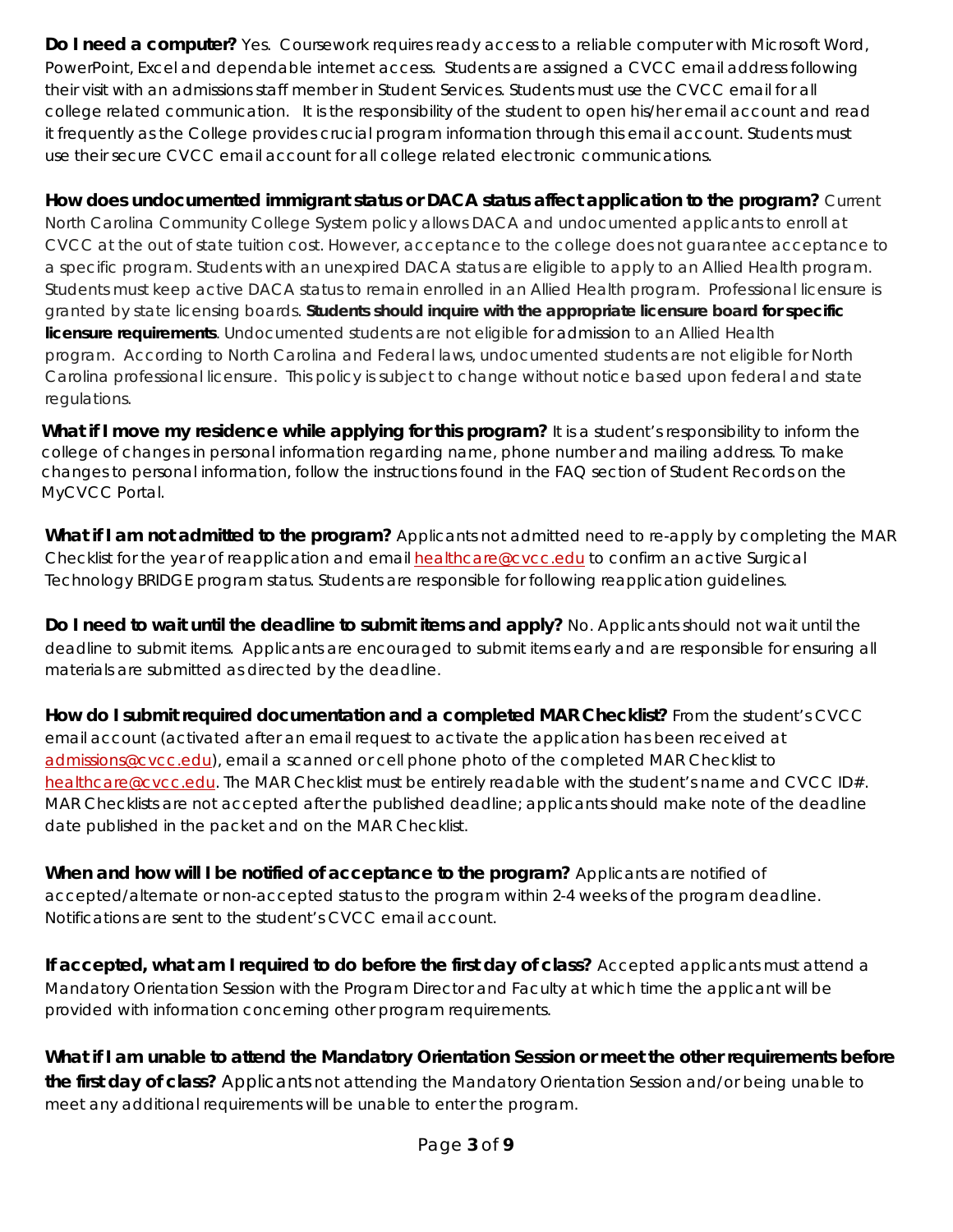**Do I need a computer?** Yes. Coursework requires ready access to a reliable computer with Microsoft Word, PowerPoint, Excel and dependable internet access. Students are assigned a CVCC email address following their visit with an admissions staff member in Student Services. Students must use the CVCC email for all college related communication. It is the responsibility of the student to open his/her email account and read it frequently as the College provides crucial program information through this email account. Students must use their secure CVCC email account for all college related electronic communications.

**How does undocumented immigrant status or DACA status affect application to the program?** Current North Carolina Community College System policy allows DACA and undocumented applicants to enroll at CVCC at the out of state tuition cost. However, acceptance to the college does not guarantee acceptance to a specific program. Students with an unexpired DACA status are eligible to apply to an Allied Health program. Students must keep active DACA status to remain enrolled in an Allied Health program. Professional licensure is granted by state licensing boards. **Students should inquire with the appropriate licensure board for specific licensure requirements**. Undocumented students are not eligible for admission to an Allied Health program. According to North Carolina and Federal laws, undocumented students are not eligible for North Carolina professional licensure. This policy is subject to change without notice based upon federal and state regulations.

**What if I move my residence while applying for this program?** It is a student's responsibility to inform the college of changes in personal information regarding name, phone number and mailing address. To make changes to personal information, follow the instructions found in the FAQ section of Student Records on the MyCVCC Portal.

**What if I am not admitted to the program?** Applicants not admitted need to re-apply by completing the MAR Checklist for the year of reapplication and email healthcare@cvcc.edu to confirm an active Surgical Technology BRIDGE program status. Students are responsible for following reapplication guidelines.

**Do I need to wait until the deadline to submit items and apply?** No. Applicants should not wait until the deadline to submit items. Applicants are encouraged to submit items early and are responsible for ensuring all materials are submitted as directed by the deadline.

**How do I submit required documentation and a completed MAR Checklist?** From the student's CVCC email account (activated after an email request to activate the application has been received at admissions@cvcc.edu), email a scanned or cell phone photo of the completed MAR Checklist to healthcare@cvcc.edu. The MAR Checklist must be entirely readable with the student's name and CVCC ID#. MAR Checklists are not accepted after the published deadline; applicants should make note of the deadline date published in the packet and on the MAR Checklist.

**When and how will I be notified of acceptance to the program?** Applicants are notified of accepted/alternate or non-accepted status to the program within 2-4 weeks of the program deadline. Notifications are sent to the student's CVCC email account.

**If accepted, what am I required to do before the first day of class?** Accepted applicants must attend a Mandatory Orientation Session with the Program Director and Faculty at which time the applicant will be provided with information concerning other program requirements.

**What if I am unable to attend the Mandatory Orientation Session or meet the other requirements before the first day of class?** Applicants not attending the Mandatory Orientation Session and/or being unable to meet any additional requirements will be unable to enter the program.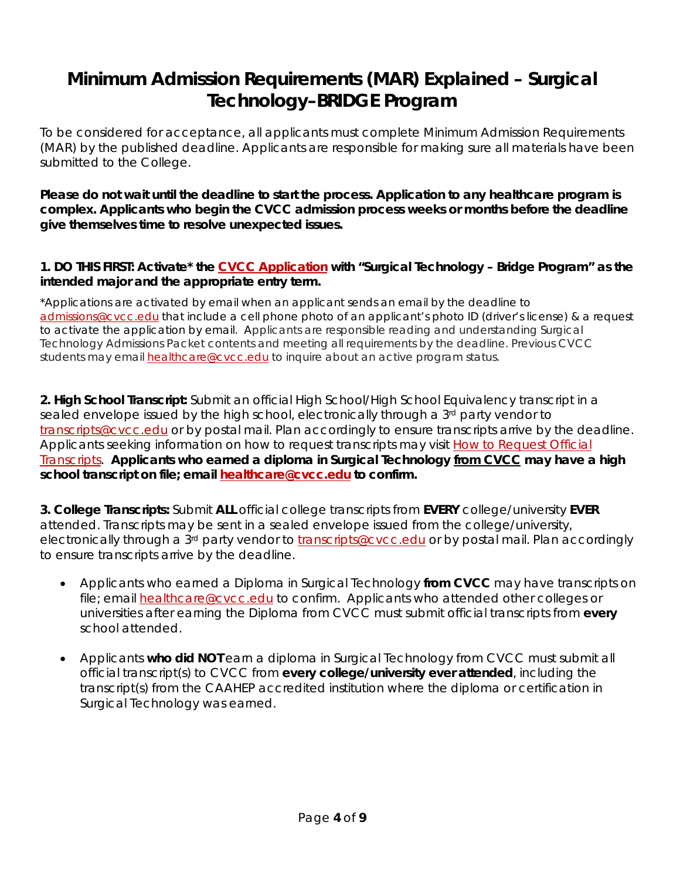# Minimum Admission Requirements (MAR) Explained – Surgical Technology–BRIDGE Program

To be considered for acceptance, all applicants must complete Minimum Admission Requirements (MAR) by the published deadline. Applicants are responsible for making sure all materials have been submitted to the College.

**Please do not wait until the deadline to start the process. Application to any healthcare program is complex. Applicants who begin the CVCC admission process weeks or months before the deadline give themselves time to resolve unexpected issues.**

**1. DO THIS FIRST: Activate* the CVCC Application with "Surgical Technology – Bridge Program" as the intended major and the appropriate entry term.**

*Applications are activated by email when an applicant sends an email by the deadline to admissions@cvcc.edu that include a cell phone photo of an applicant's photo ID (driver's license) & a request to activate the application by email. Applicants are responsible reading and understanding Surgical Technology Admissions Packet contents and meeting all requirements by the deadline. Previous CVCC students may email healthcare@cvcc.edu to inquire about an active program status.

**2. High School Transcript:** Submit an official High School/High School Equivalency transcript in a sealed envelope issued by the high school, electronically through a 3rd party vendor to transcripts@cvcc.edu or by postal mail. Plan accordingly to ensure transcripts arrive by the deadline. Applicants seeking information on how to request transcripts may visit How to Request Official Transcripts. **Applicants who earned a diploma in Surgical Technology from CVCC may have a high school transcript on file; email healthcare@cvcc.edu to confirm.**

**3. College Transcripts:** Submit **ALL** official college transcripts from **EVERY** college/university **EVER** attended. Transcripts may be sent in a sealed envelope issued from the college/university, electronically through a 3rd party vendor to transcripts@cvcc.edu or by postal mail. Plan accordingly to ensure transcripts arrive by the deadline.

- Applicants who earned a Diploma in Surgical Technology **from CVCC** may have transcripts on file; email healthcare@cvcc.edu to confirm. Applicants who attended other colleges or universities after earning the Diploma from CVCC must submit official transcripts from **every** school attended.
- Applicants **who did NOT** earn a diploma in Surgical Technology from CVCC must submit all official transcript(s) to CVCC from **every college/university ever attended**, including the transcript(s) from the CAAHEP accredited institution where the diploma or certification in Surgical Technology was earned.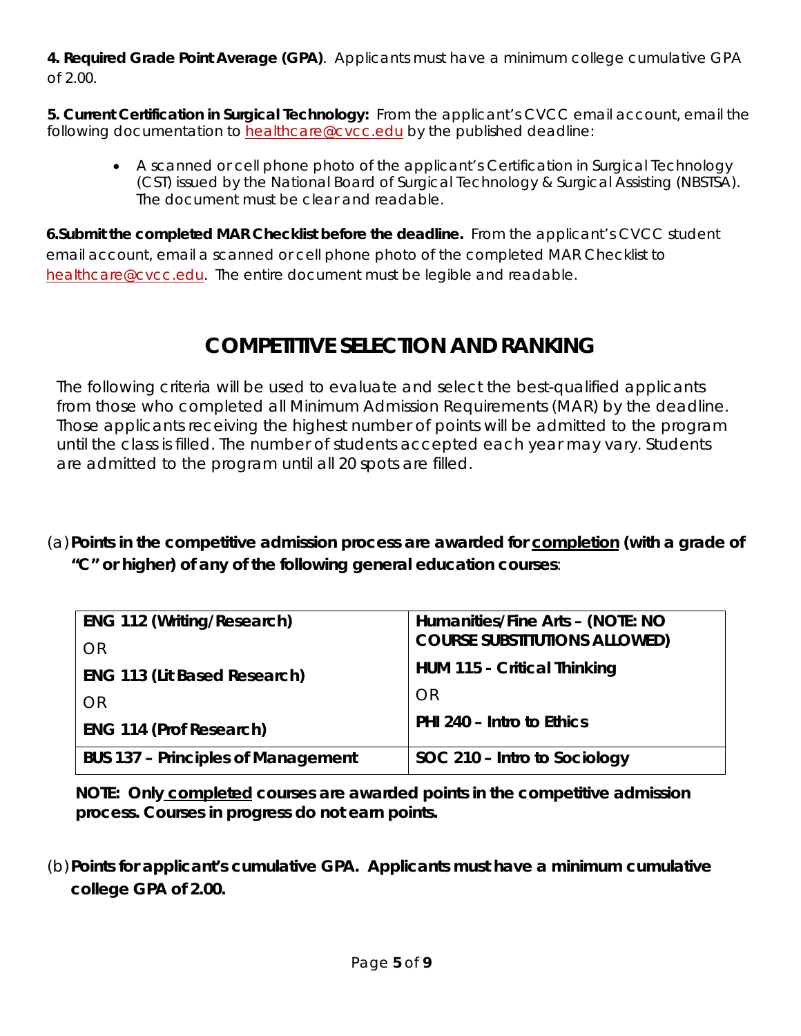**4. Required Grade Point Average (GPA)**. Applicants must have a minimum college cumulative GPA of 2.00.

**5. Current Certification in Surgical Technology:** From the applicant's CVCC email account, email the following documentation to healthcare@cvcc.edu by the published deadline:

- A scanned or cell phone photo of the applicant's Certification in Surgical Technology (CST) issued by the National Board of Surgical Technology & Surgical Assisting (NBSTSA). The document must be clear and readable.

**6.Submit the completed MAR Checklist before the deadline.** From the applicant's CVCC student email account, email a scanned or cell phone photo of the completed MAR Checklist to healthcare@cvcc.edu. The entire document must be legible and readable.

## COMPETITIVE SELECTION AND RANKING

The following criteria will be used to evaluate and select the best-qualified applicants from those who completed all Minimum Admission Requirements (MAR) by the deadline. Those applicants receiving the highest number of points will be admitted to the program until the class is filled. The number of students accepted each year may vary. Students are admitted to the program until all 20 spots are filled.

(a) **Points in the competitive admission process are awarded for <u>completion</u> (with a grade of "C" or higher) of any of the following general education courses**:

| | |
|---|---|
| **ENG 112 (Writing/Research)**<br>OR<br>**ENG 113 (Lit Based Research)**<br>OR<br>**ENG 114 (Prof Research)** | **Humanities/Fine Arts – (NOTE: NO COURSE SUBSTITUTIONS ALLOWED)**<br>**HUM 115 - Critical Thinking**<br>OR<br>**PHI 240 – Intro to Ethics** |
| **BUS 137 – Principles of Management** | **SOC 210 – Intro to Sociology** |

**NOTE: Only <u>completed</u> courses are awarded points in the competitive admission process. Courses in progress do not earn points.**

(b) **Points for applicant's cumulative GPA. Applicants must have a minimum cumulative college GPA of 2.00.**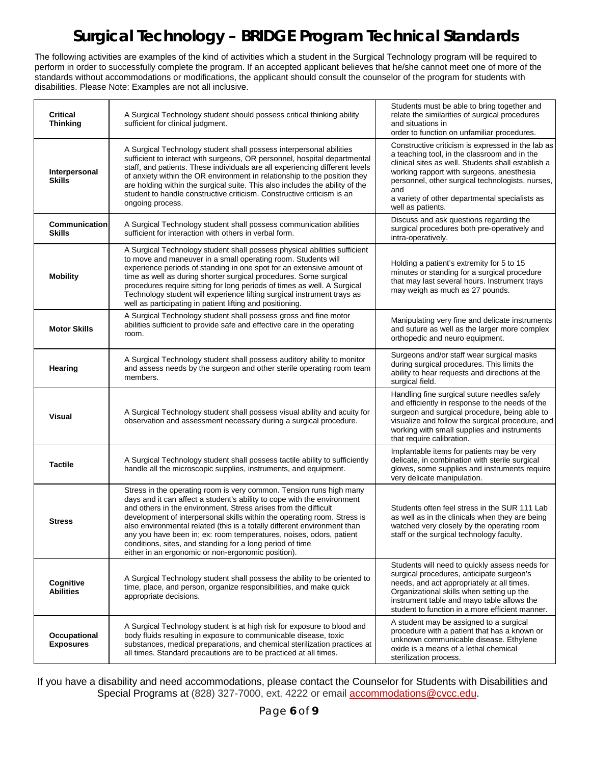# Surgical Technology – BRIDGE Program Technical Standards

The following activities are examples of the kind of activities which a student in the Surgical Technology program will be required to perform in order to successfully complete the program. If an accepted applicant believes that he/she cannot meet one of more of the standards without accommodations or modifications, the applicant should consult the counselor of the program for students with disabilities. Please Note: Examples are not all inclusive.

| | | |
|---|---|---|
| **Critical Thinking** | A Surgical Technology student should possess critical thinking ability sufficient for clinical judgment. | Students must be able to bring together and relate the similarities of surgical procedures and situations in order to function on unfamiliar procedures. |
| **Interpersonal Skills** | A Surgical Technology student shall possess interpersonal abilities sufficient to interact with surgeons, OR personnel, hospital departmental staff, and patients. These individuals are all experiencing different levels of anxiety within the OR environment in relationship to the position they are holding within the surgical suite. This also includes the ability of the student to handle constructive criticism. Constructive criticism is an ongoing process. | Constructive criticism is expressed in the lab as a teaching tool, in the classroom and in the clinical sites as well. Students shall establish a working rapport with surgeons, anesthesia personnel, other surgical technologists, nurses, and a variety of other departmental specialists as well as patients. |
| **Communication Skills** | A Surgical Technology student shall possess communication abilities sufficient for interaction with others in verbal form. | Discuss and ask questions regarding the surgical procedures both pre-operatively and intra-operatively. |
| **Mobility** | A Surgical Technology student shall possess physical abilities sufficient to move and maneuver in a small operating room. Students will experience periods of standing in one spot for an extensive amount of time as well as during shorter surgical procedures. Some surgical procedures require sitting for long periods of times as well. A Surgical Technology student will experience lifting surgical instrument trays as well as participating in patient lifting and positioning. | Holding a patient's extremity for 5 to 15 minutes or standing for a surgical procedure that may last several hours. Instrument trays may weigh as much as 27 pounds. |
| **Motor Skills** | A Surgical Technology student shall possess gross and fine motor abilities sufficient to provide safe and effective care in the operating room. | Manipulating very fine and delicate instruments and suture as well as the larger more complex orthopedic and neuro equipment. |
| **Hearing** | A Surgical Technology student shall possess auditory ability to monitor and assess needs by the surgeon and other sterile operating room team members. | Surgeons and/or staff wear surgical masks during surgical procedures. This limits the ability to hear requests and directions at the surgical field. |
| **Visual** | A Surgical Technology student shall possess visual ability and acuity for observation and assessment necessary during a surgical procedure. | Handling fine surgical suture needles safely and efficiently in response to the needs of the surgeon and surgical procedure, being able to visualize and follow the surgical procedure, and working with small supplies and instruments that require calibration. |
| **Tactile** | A Surgical Technology student shall possess tactile ability to sufficiently handle all the microscopic supplies, instruments, and equipment. | Implantable items for patients may be very delicate, in combination with sterile surgical gloves, some supplies and instruments require very delicate manipulation. |
| **Stress** | Stress in the operating room is very common. Tension runs high many days and it can affect a student's ability to cope with the environment and others in the environment. Stress arises from the difficult development of interpersonal skills within the operating room. Stress is also environmental related (this is a totally different environment than any you have been in; ex: room temperatures, noises, odors, patient conditions, sites, and standing for a long period of time either in an ergonomic or non-ergonomic position). | Students often feel stress in the SUR 111 Lab as well as in the clinicals when they are being watched very closely by the operating room staff or the surgical technology faculty. |
| **Cognitive Abilities** | A Surgical Technology student shall possess the ability to be oriented to time, place, and person, organize responsibilities, and make quick appropriate decisions. | Students will need to quickly assess needs for surgical procedures, anticipate surgeon's needs, and act appropriately at all times. Organizational skills when setting up the instrument table and mayo table allows the student to function in a more efficient manner. |
| **Occupational Exposures** | A Surgical Technology student is at high risk for exposure to blood and body fluids resulting in exposure to communicable disease, toxic substances, medical preparations, and chemical sterilization practices at all times. Standard precautions are to be practiced at all times. | A student may be assigned to a surgical procedure with a patient that has a known or unknown communicable disease. Ethylene oxide is a means of a lethal chemical sterilization process. |

If you have a disability and need accommodations, please contact the Counselor for Students with Disabilities and Special Programs at (828) 327-7000, ext. 4222 or email accommodations@cvcc.edu.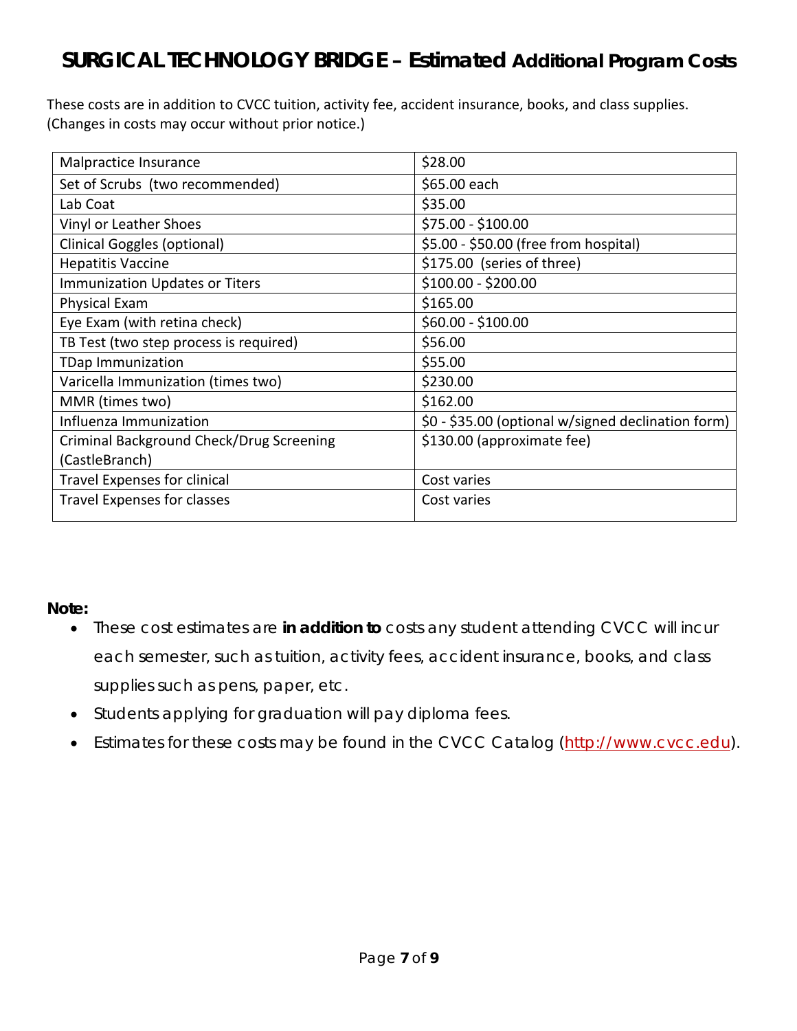# SURGICAL TECHNOLOGY BRIDGE – Estimated Additional Program Costs

These costs are in addition to CVCC tuition, activity fee, accident insurance, books, and class supplies. (Changes in costs may occur without prior notice.)

| | |
|---|---|
| Malpractice Insurance | $28.00 |
| Set of Scrubs (two recommended) | $65.00 each |
| Lab Coat | $35.00 |
| Vinyl or Leather Shoes | $75.00 - $100.00 |
| Clinical Goggles (optional) | $5.00 - $50.00 (free from hospital) |
| Hepatitis Vaccine | $175.00 (series of three) |
| Immunization Updates or Titers | $100.00 - $200.00 |
| Physical Exam | $165.00 |
| Eye Exam (with retina check) | $60.00 - $100.00 |
| TB Test (two step process is required) | $56.00 |
| TDap Immunization | $55.00 |
| Varicella Immunization (times two) | $230.00 |
| MMR (times two) | $162.00 |
| Influenza Immunization | $0 - $35.00 (optional w/signed declination form) |
| Criminal Background Check/Drug Screening (CastleBranch) | $130.00 (approximate fee) |
| Travel Expenses for clinical | Cost varies |
| Travel Expenses for classes | Cost varies |

**Note:**

- These cost estimates are **in addition to** costs any student attending CVCC will incur each semester, such as tuition, activity fees, accident insurance, books, and class supplies such as pens, paper, etc.
- Students applying for graduation will pay diploma fees.
- Estimates for these costs may be found in the CVCC Catalog (http://www.cvcc.edu).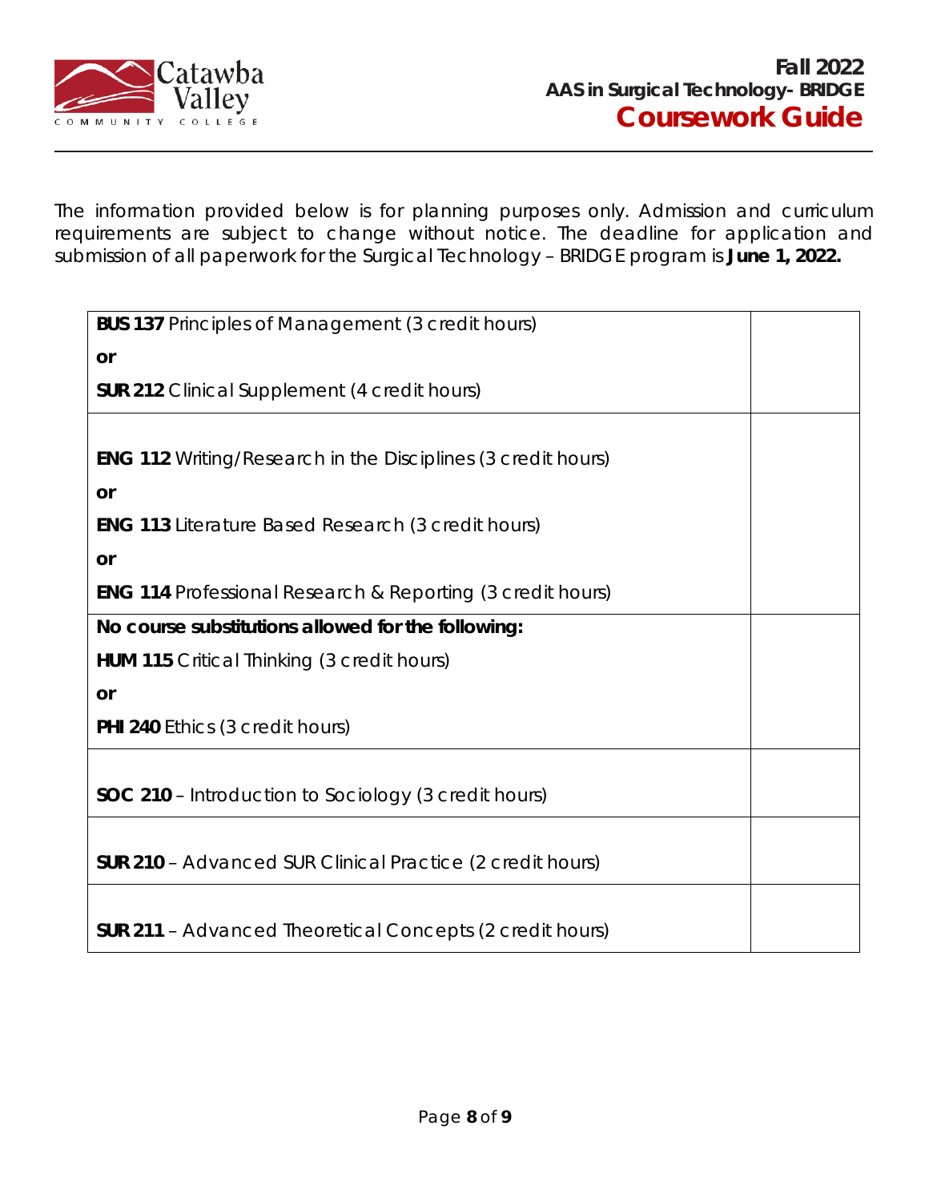**Fall 2022**
**AAS in Surgical Technology- BRIDGE**
# Coursework Guide

The information provided below is for planning purposes only. Admission and curriculum requirements are subject to change without notice. The deadline for application and submission of all paperwork for the Surgical Technology – BRIDGE program is **June 1, 2022.**

| Course | |
|---|---|
| **BUS 137** Principles of Management (3 credit hours)<br>**or**<br>**SUR 212** Clinical Supplement (4 credit hours) | |
| **ENG 112** Writing/Research in the Disciplines (3 credit hours)<br>**or**<br>**ENG 113** Literature Based Research (3 credit hours)<br>**or**<br>**ENG 114** Professional Research & Reporting (3 credit hours) | |
| **No course substitutions allowed for the following:**<br>**HUM 115** Critical Thinking (3 credit hours)<br>**or**<br>**PHI 240** Ethics (3 credit hours) | |
| **SOC 210** – Introduction to Sociology (3 credit hours) | |
| **SUR 210** – Advanced SUR Clinical Practice (2 credit hours) | |
| **SUR 211** – Advanced Theoretical Concepts (2 credit hours) | |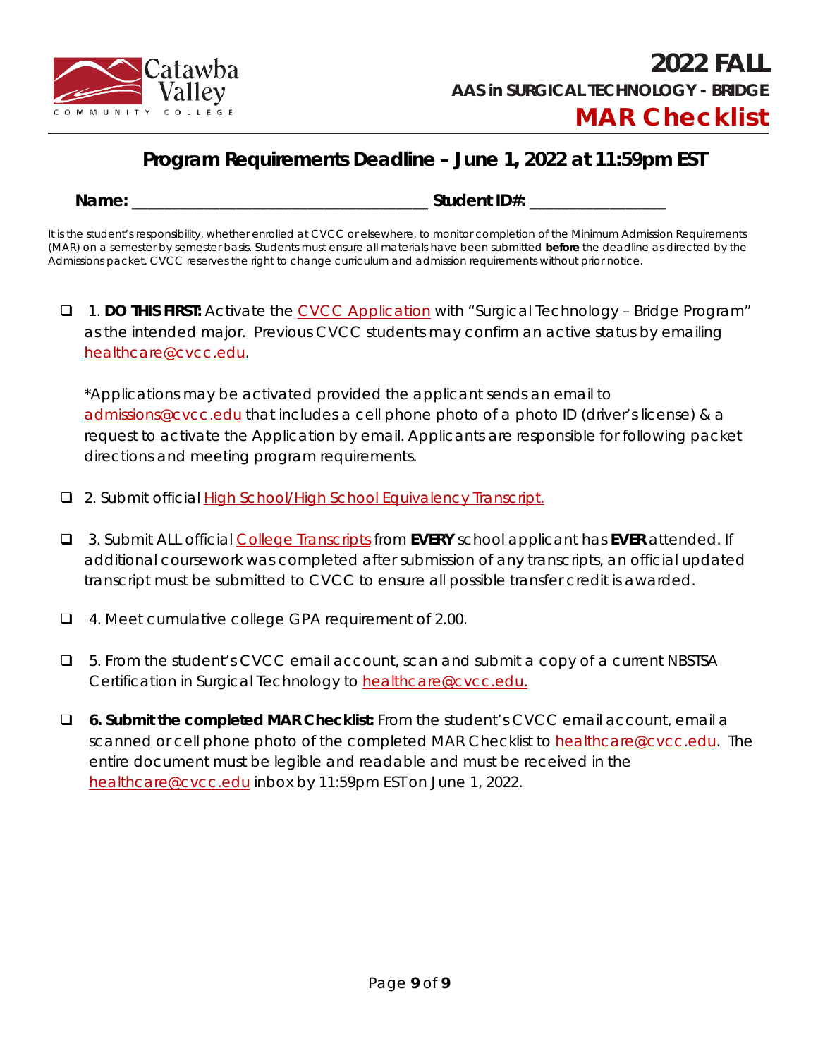Catawba Valley COMMUNITY COLLEGE

# 2022 FALL

### AAS in SURGICAL TECHNOLOGY - BRIDGE

## MAR Checklist

## Program Requirements Deadline – June 1, 2022 at 11:59pm EST

**Name:** ___________________________________ **Student ID#:** ________________

*It is the student's responsibility, whether enrolled at CVCC or elsewhere, to monitor completion of the Minimum Admission Requirements (MAR) on a semester by semester basis. Students must ensure all materials have been submitted **before** the deadline as directed by the Admissions packet. CVCC reserves the right to change curriculum and admission requirements without prior notice.*

- ☐ 1. **DO THIS FIRST:** Activate the CVCC Application with "Surgical Technology – Bridge Program" as the intended major. Previous CVCC students may confirm an active status by emailing healthcare@cvcc.edu.

  *Applications may be activated provided the applicant sends an email to admissions@cvcc.edu that includes a cell phone photo of a photo ID (driver's license) & a request to activate the Application by email. Applicants are responsible for following packet directions and meeting program requirements.

- ☐ 2. Submit official High School/High School Equivalency Transcript.

- ☐ 3. Submit ALL official College Transcripts from **EVERY** school applicant has **EVER** attended. If additional coursework was completed after submission of any transcripts, an official updated transcript must be submitted to CVCC to ensure all possible transfer credit is awarded.

- ☐ 4. Meet cumulative college GPA requirement of 2.00.

- ☐ 5. From the student's CVCC email account, scan and submit a copy of a current NBSTSA Certification in Surgical Technology to healthcare@cvcc.edu.

- ☐ **6. Submit the completed MAR Checklist:** From the student's CVCC email account, email a scanned or cell phone photo of the completed MAR Checklist to healthcare@cvcc.edu. The entire document must be legible and readable and must be received in the healthcare@cvcc.edu inbox by 11:59pm EST on June 1, 2022.